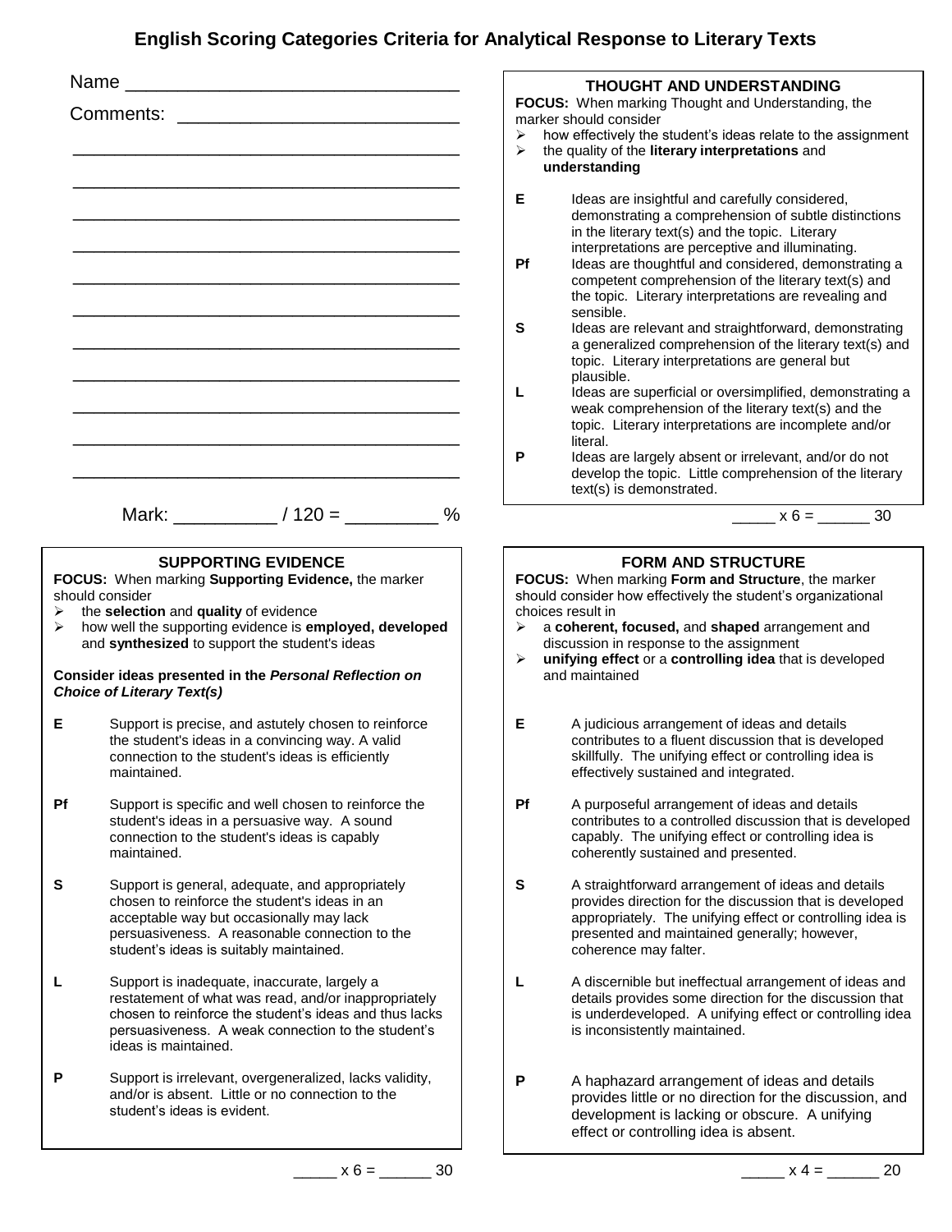# English Scoring Categories Criteria for Analytical Response to Literary Texts

Name ________________________________

Comments: ____________________________

________________________________________

________________________________________

________________________________________

________________________________________

________________________________________

________________________________________

________________________________________

________________________________________

________________________________________

________________________________________

________________________________________

Mark: __________ / 120 = _________ %

## THOUGHT AND UNDERSTANDING

**FOCUS:** When marking Thought and Understanding, the marker should consider

- how effectively the student's ideas relate to the assignment
- the quality of the **literary interpretations** and **understanding**

| | |
|---|---|
| **E** | Ideas are insightful and carefully considered, demonstrating a comprehension of subtle distinctions in the literary text(s) and the topic. Literary interpretations are perceptive and illuminating. |
| **Pf** | Ideas are thoughtful and considered, demonstrating a competent comprehension of the literary text(s) and the topic. Literary interpretations are revealing and sensible. |
| **S** | Ideas are relevant and straightforward, demonstrating a generalized comprehension of the literary text(s) and topic. Literary interpretations are general but plausible. |
| **L** | Ideas are superficial or oversimplified, demonstrating a weak comprehension of the literary text(s) and the topic. Literary interpretations are incomplete and/or literal. |
| **P** | Ideas are largely absent or irrelevant, and/or do not develop the topic. Little comprehension of the literary text(s) is demonstrated. |

_____ x 6 = ______ 30

## SUPPORTING EVIDENCE

**FOCUS:** When marking **Supporting Evidence,** the marker should consider

- the **selection** and **quality** of evidence
- how well the supporting evidence is **employed, developed** and **synthesized** to support the student's ideas

**Consider ideas presented in the *Personal Reflection on Choice of Literary Text(s)***

| | |
|---|---|
| **E** | Support is precise, and astutely chosen to reinforce the student's ideas in a convincing way. A valid connection to the student's ideas is efficiently maintained. |
| **Pf** | Support is specific and well chosen to reinforce the student's ideas in a persuasive way. A sound connection to the student's ideas is capably maintained. |
| **S** | Support is general, adequate, and appropriately chosen to reinforce the student's ideas in an acceptable way but occasionally may lack persuasiveness. A reasonable connection to the student's ideas is suitably maintained. |
| **L** | Support is inadequate, inaccurate, largely a restatement of what was read, and/or inappropriately chosen to reinforce the student's ideas and thus lacks persuasiveness. A weak connection to the student's ideas is maintained. |
| **P** | Support is irrelevant, overgeneralized, lacks validity, and/or is absent. Little or no connection to the student's ideas is evident. |

_____ x 6 = ______ 30

## FORM AND STRUCTURE

**FOCUS:** When marking **Form and Structure**, the marker should consider how effectively the student's organizational choices result in

- a **coherent, focused,** and **shaped** arrangement and discussion in response to the assignment
- **unifying effect** or a **controlling idea** that is developed and maintained

| | |
|---|---|
| **E** | A judicious arrangement of ideas and details contributes to a fluent discussion that is developed skillfully. The unifying effect or controlling idea is effectively sustained and integrated. |
| **Pf** | A purposeful arrangement of ideas and details contributes to a controlled discussion that is developed capably. The unifying effect or controlling idea is coherently sustained and presented. |
| **S** | A straightforward arrangement of ideas and details provides direction for the discussion that is developed appropriately. The unifying effect or controlling idea is presented and maintained generally; however, coherence may falter. |
| **L** | A discernible but ineffectual arrangement of ideas and details provides some direction for the discussion that is underdeveloped. A unifying effect or controlling idea is inconsistently maintained. |
| **P** | A haphazard arrangement of ideas and details provides little or no direction for the discussion, and development is lacking or obscure. A unifying effect or controlling idea is absent. |

_____ x 4 = ______ 20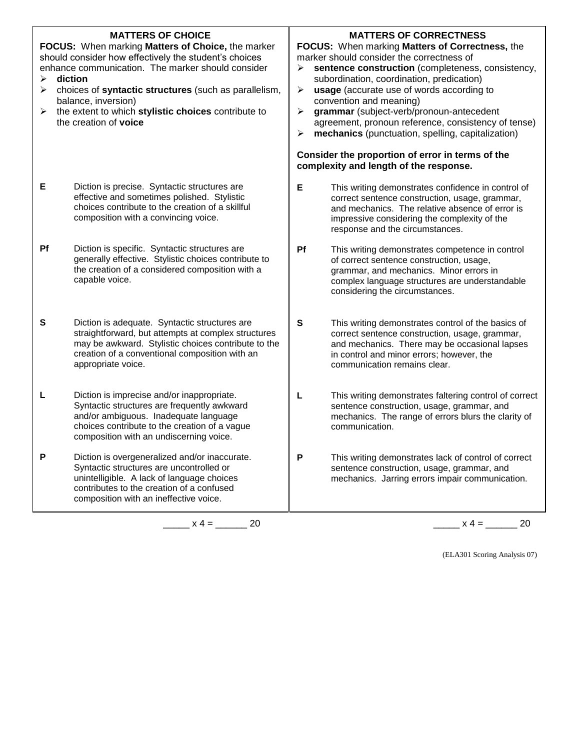## MATTERS OF CHOICE

**FOCUS:** When marking **Matters of Choice,** the marker should consider how effectively the student's choices enhance communication. The marker should consider

- **diction**
- choices of **syntactic structures** (such as parallelism, balance, inversion)
- the extent to which **stylistic choices** contribute to the creation of **voice**

| | |
|---|---|
| **E** | Diction is precise. Syntactic structures are effective and sometimes polished. Stylistic choices contribute to the creation of a skillful composition with a convincing voice. |
| **Pf** | Diction is specific. Syntactic structures are generally effective. Stylistic choices contribute to the creation of a considered composition with a capable voice. |
| **S** | Diction is adequate. Syntactic structures are straightforward, but attempts at complex structures may be awkward. Stylistic choices contribute to the creation of a conventional composition with an appropriate voice. |
| **L** | Diction is imprecise and/or inappropriate. Syntactic structures are frequently awkward and/or ambiguous. Inadequate language choices contribute to the creation of a vague composition with an undiscerning voice. |
| **P** | Diction is overgeneralized and/or inaccurate. Syntactic structures are uncontrolled or unintelligible. A lack of language choices contributes to the creation of a confused composition with an ineffective voice. |

_____ x 4 = ______ 20

## MATTERS OF CORRECTNESS

**FOCUS:** When marking **Matters of Correctness,** the marker should consider the correctness of

- **sentence construction** (completeness, consistency, subordination, coordination, predication)
- **usage** (accurate use of words according to convention and meaning)
- **grammar** (subject-verb/pronoun-antecedent agreement, pronoun reference, consistency of tense)
- **mechanics** (punctuation, spelling, capitalization)

**Consider the proportion of error in terms of the complexity and length of the response.**

| | |
|---|---|
| **E** | This writing demonstrates confidence in control of correct sentence construction, usage, grammar, and mechanics. The relative absence of error is impressive considering the complexity of the response and the circumstances. |
| **Pf** | This writing demonstrates competence in control of correct sentence construction, usage, grammar, and mechanics. Minor errors in complex language structures are understandable considering the circumstances. |
| **S** | This writing demonstrates control of the basics of correct sentence construction, usage, grammar, and mechanics. There may be occasional lapses in control and minor errors; however, the communication remains clear. |
| **L** | This writing demonstrates faltering control of correct sentence construction, usage, grammar, and mechanics. The range of errors blurs the clarity of communication. |
| **P** | This writing demonstrates lack of control of correct sentence construction, usage, grammar, and mechanics. Jarring errors impair communication. |

_____ x 4 = ______ 20

(ELA301 Scoring Analysis 07)